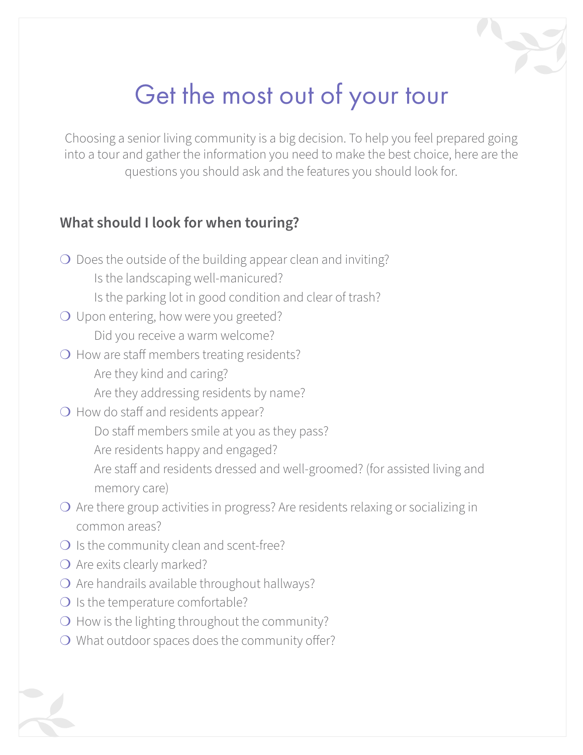# Get the most out of your tour

Choosing a senior living community is a big decision. To help you feel prepared going into a tour and gather the information you need to make the best choice, here are the questions you should ask and the features you should look for.

## What should I look for when touring?

- ❍ Does the outside of the building appear clean and inviting?
  - Is the landscaping well-manicured?
  - Is the parking lot in good condition and clear of trash?
- ❍ Upon entering, how were you greeted?
  - Did you receive a warm welcome?
- ❍ How are staff members treating residents?
  - Are they kind and caring?
  - Are they addressing residents by name?
- ❍ How do staff and residents appear?
  - Do staff members smile at you as they pass?
  - Are residents happy and engaged?
  - Are staff and residents dressed and well-groomed? (for assisted living and memory care)
- ❍ Are there group activities in progress? Are residents relaxing or socializing in common areas?
- ❍ Is the community clean and scent-free?
- ❍ Are exits clearly marked?
- ❍ Are handrails available throughout hallways?
- ❍ Is the temperature comfortable?
- ❍ How is the lighting throughout the community?
- ❍ What outdoor spaces does the community offer?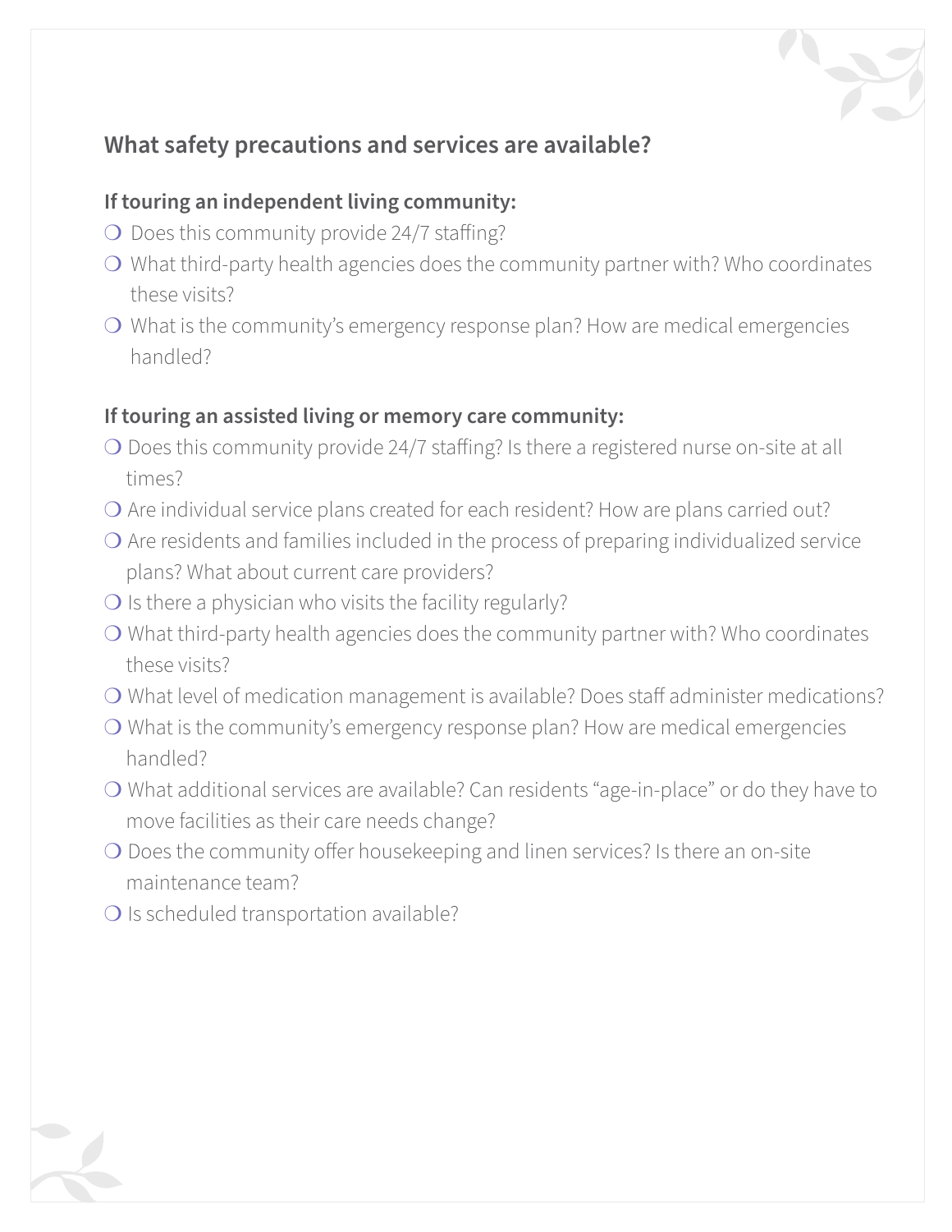## What safety precautions and services are available?

**If touring an independent living community:**

- ❍ Does this community provide 24/7 staffing?
- ❍ What third-party health agencies does the community partner with? Who coordinates these visits?
- ❍ What is the community's emergency response plan? How are medical emergencies handled?

**If touring an assisted living or memory care community:**

- ❍ Does this community provide 24/7 staffing? Is there a registered nurse on-site at all times?
- ❍ Are individual service plans created for each resident? How are plans carried out?
- ❍ Are residents and families included in the process of preparing individualized service plans? What about current care providers?
- ❍ Is there a physician who visits the facility regularly?
- ❍ What third-party health agencies does the community partner with? Who coordinates these visits?
- ❍ What level of medication management is available? Does staff administer medications?
- ❍ What is the community's emergency response plan? How are medical emergencies handled?
- ❍ What additional services are available? Can residents "age-in-place" or do they have to move facilities as their care needs change?
- ❍ Does the community offer housekeeping and linen services? Is there an on-site maintenance team?
- ❍ Is scheduled transportation available?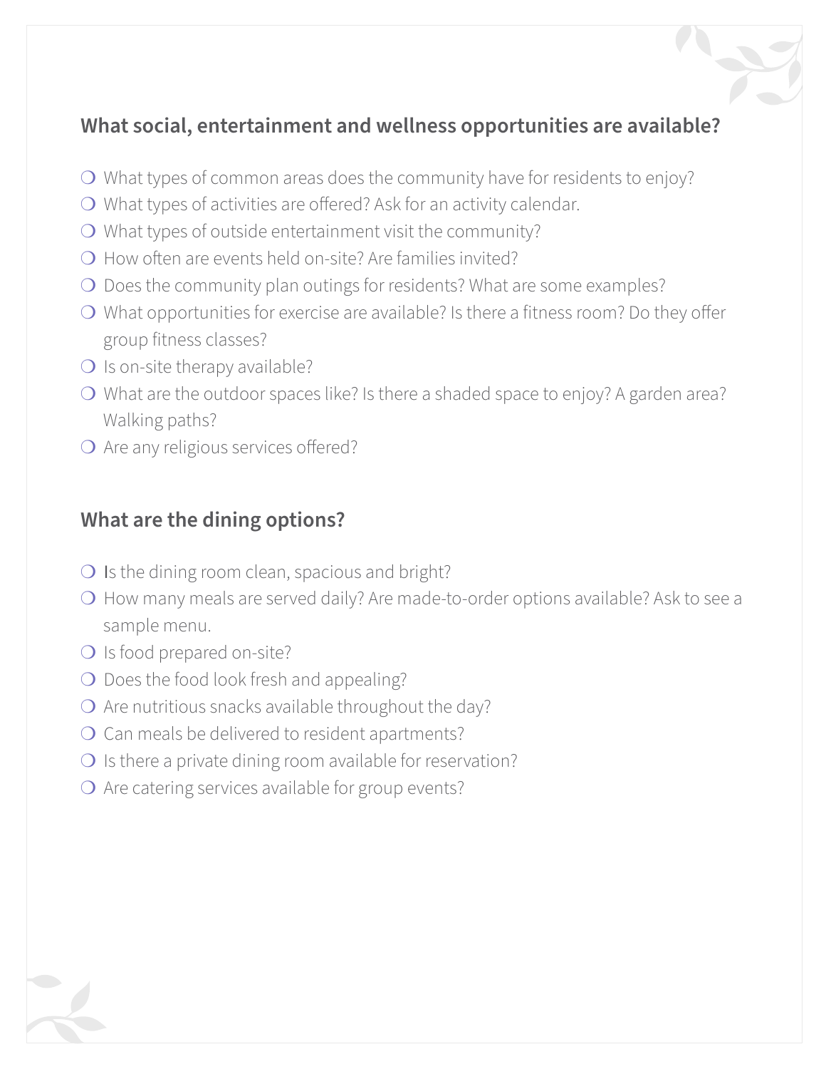## What social, entertainment and wellness opportunities are available?

- ❍ What types of common areas does the community have for residents to enjoy?
- ❍ What types of activities are offered? Ask for an activity calendar.
- ❍ What types of outside entertainment visit the community?
- ❍ How often are events held on-site? Are families invited?
- ❍ Does the community plan outings for residents? What are some examples?
- ❍ What opportunities for exercise are available? Is there a fitness room? Do they offer group fitness classes?
- ❍ Is on-site therapy available?
- ❍ What are the outdoor spaces like? Is there a shaded space to enjoy? A garden area? Walking paths?
- ❍ Are any religious services offered?

## What are the dining options?

- ❍ Is the dining room clean, spacious and bright?
- ❍ How many meals are served daily? Are made-to-order options available? Ask to see a sample menu.
- ❍ Is food prepared on-site?
- ❍ Does the food look fresh and appealing?
- ❍ Are nutritious snacks available throughout the day?
- ❍ Can meals be delivered to resident apartments?
- ❍ Is there a private dining room available for reservation?
- ❍ Are catering services available for group events?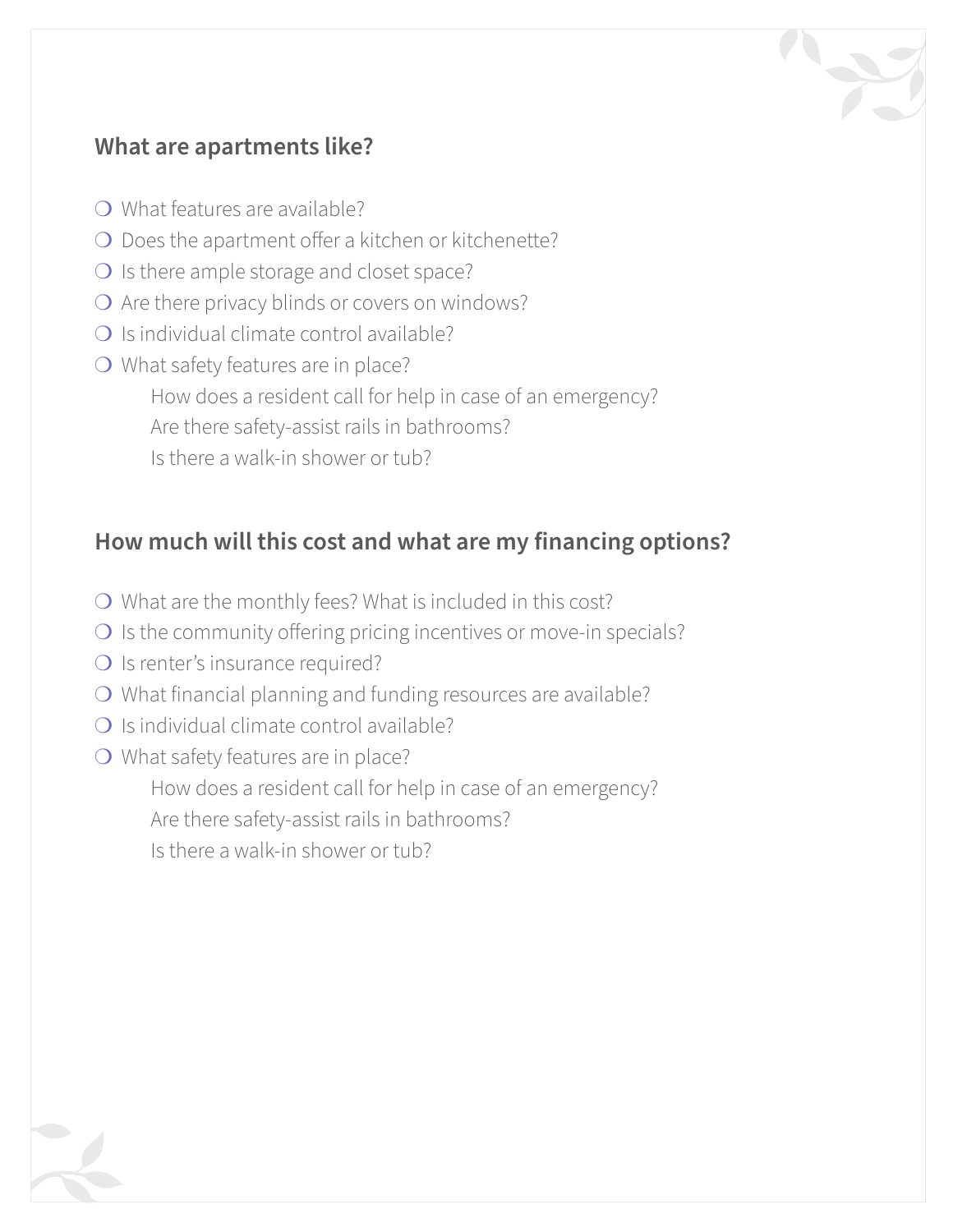## What are apartments like?

- What features are available?
- Does the apartment offer a kitchen or kitchenette?
- Is there ample storage and closet space?
- Are there privacy blinds or covers on windows?
- Is individual climate control available?
- What safety features are in place?
  - How does a resident call for help in case of an emergency?
  - Are there safety-assist rails in bathrooms?
  - Is there a walk-in shower or tub?

## How much will this cost and what are my financing options?

- What are the monthly fees? What is included in this cost?
- Is the community offering pricing incentives or move-in specials?
- Is renter's insurance required?
- What financial planning and funding resources are available?
- Is individual climate control available?
- What safety features are in place?
  - How does a resident call for help in case of an emergency?
  - Are there safety-assist rails in bathrooms?
  - Is there a walk-in shower or tub?